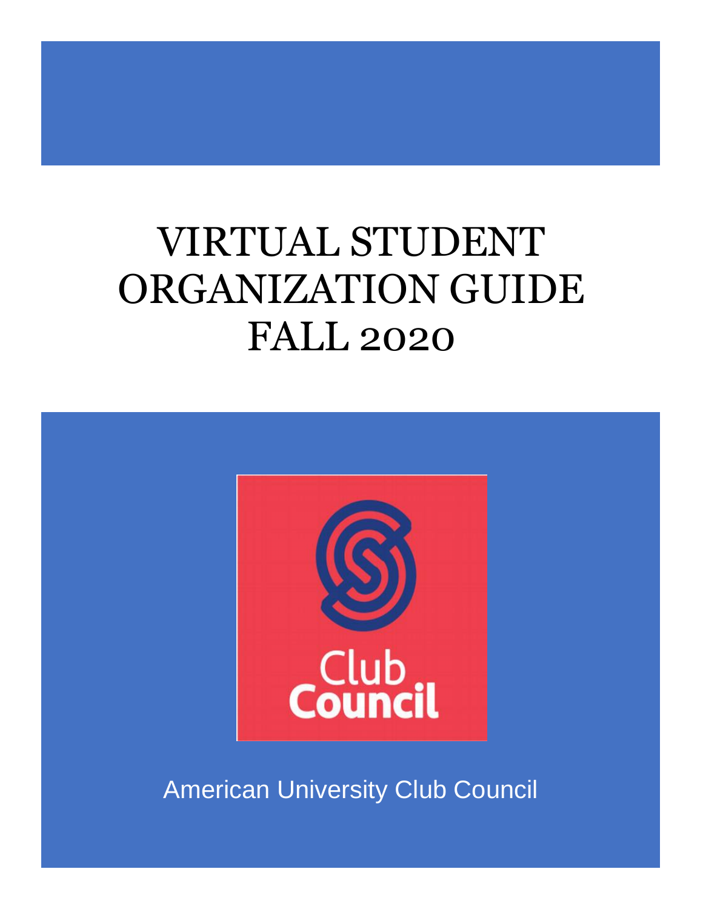# VIRTUAL STUDENT ORGANIZATION GUIDE FALL 2020

Club Council

American University Club Council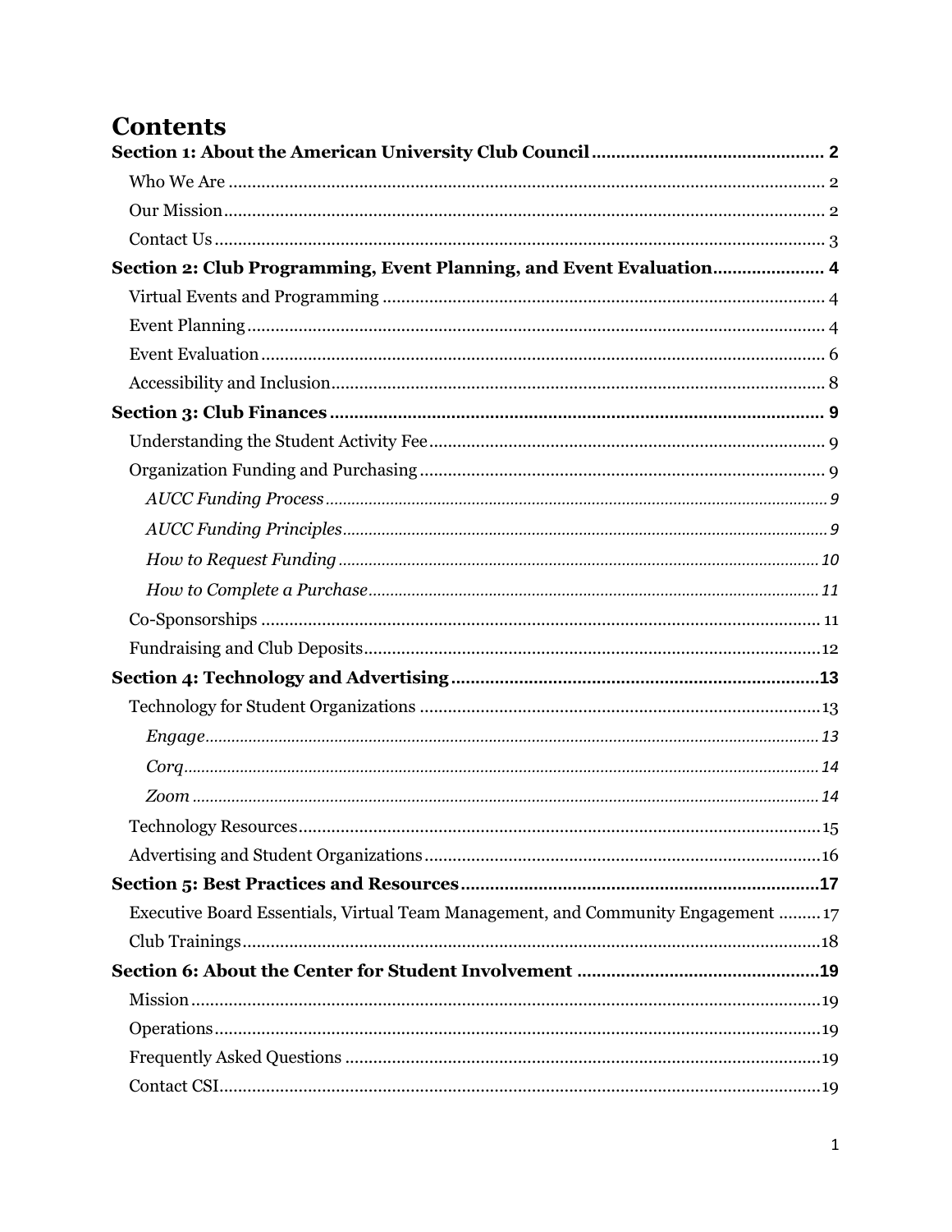# Contents

**Section 1: About the American University Club Council** .......... 2

- Who We Are .......... 2
- Our Mission .......... 2
- Contact Us .......... 3

**Section 2: Club Programming, Event Planning, and Event Evaluation** .......... 4

- Virtual Events and Programming .......... 4
- Event Planning .......... 4
- Event Evaluation .......... 6
- Accessibility and Inclusion .......... 8

**Section 3: Club Finances** .......... 9

- Understanding the Student Activity Fee .......... 9
- Organization Funding and Purchasing .......... 9
  - *AUCC Funding Process* .......... 9
  - *AUCC Funding Principles* .......... 9
  - *How to Request Funding* .......... 10
  - *How to Complete a Purchase* .......... 11
- Co-Sponsorships .......... 11
- Fundraising and Club Deposits .......... 12

**Section 4: Technology and Advertising** .......... 13

- Technology for Student Organizations .......... 13
  - *Engage* .......... 13
  - *Corq* .......... 14
  - *Zoom* .......... 14
- Technology Resources .......... 15
- Advertising and Student Organizations .......... 16

**Section 5: Best Practices and Resources** .......... 17

- Executive Board Essentials, Virtual Team Management, and Community Engagement .......... 17
- Club Trainings .......... 18

**Section 6: About the Center for Student Involvement** .......... 19

- Mission .......... 19
- Operations .......... 19
- Frequently Asked Questions .......... 19
- Contact CSI .......... 19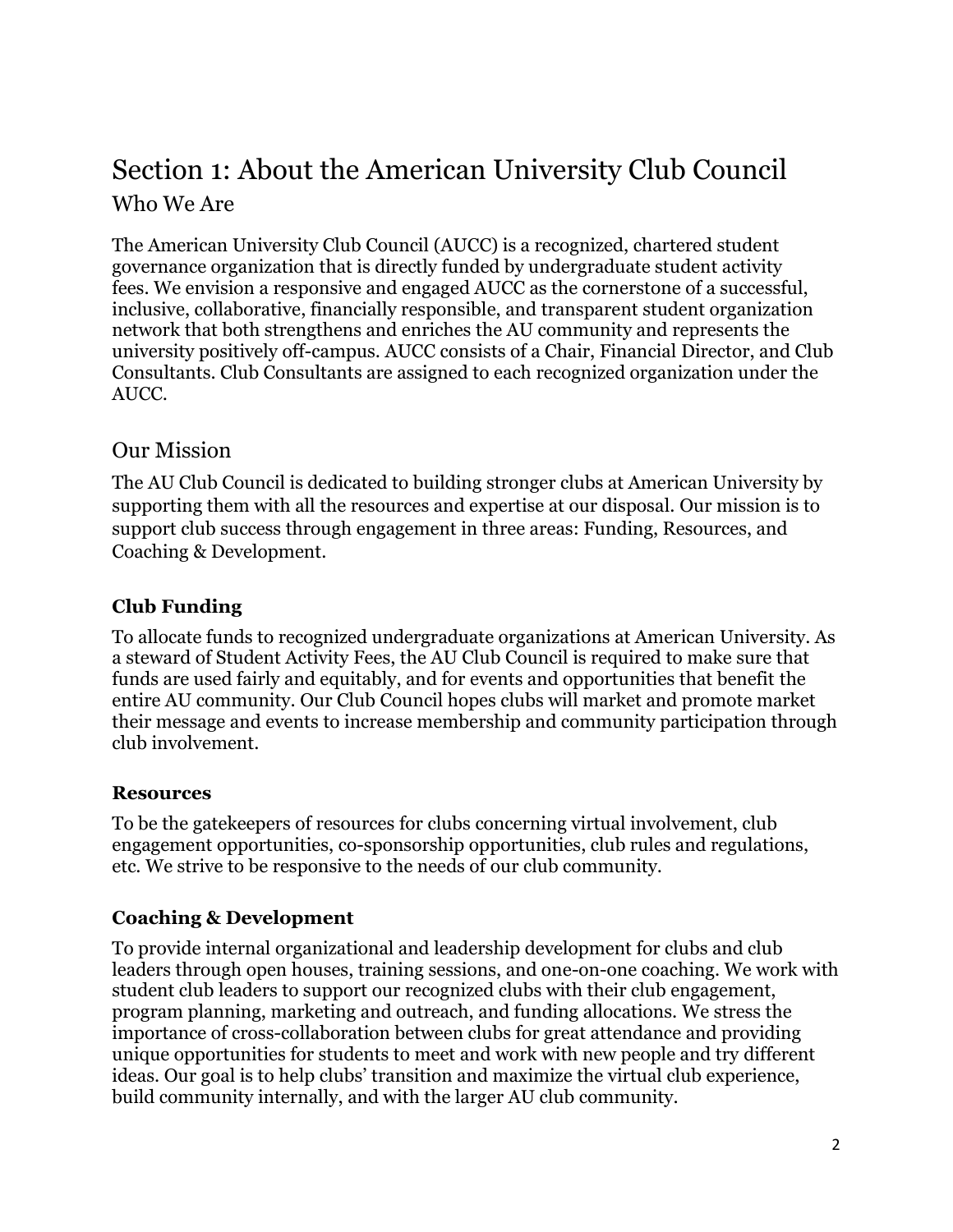# Section 1: About the American University Club Council

## Who We Are

The American University Club Council (AUCC) is a recognized, chartered student governance organization that is directly funded by undergraduate student activity fees. We envision a responsive and engaged AUCC as the cornerstone of a successful, inclusive, collaborative, financially responsible, and transparent student organization network that both strengthens and enriches the AU community and represents the university positively off-campus. AUCC consists of a Chair, Financial Director, and Club Consultants. Club Consultants are assigned to each recognized organization under the AUCC.

## Our Mission

The AU Club Council is dedicated to building stronger clubs at American University by supporting them with all the resources and expertise at our disposal. Our mission is to support club success through engagement in three areas: Funding, Resources, and Coaching & Development.

### Club Funding

To allocate funds to recognized undergraduate organizations at American University. As a steward of Student Activity Fees, the AU Club Council is required to make sure that funds are used fairly and equitably, and for events and opportunities that benefit the entire AU community. Our Club Council hopes clubs will market and promote market their message and events to increase membership and community participation through club involvement.

### Resources

To be the gatekeepers of resources for clubs concerning virtual involvement, club engagement opportunities, co-sponsorship opportunities, club rules and regulations, etc. We strive to be responsive to the needs of our club community.

### Coaching & Development

To provide internal organizational and leadership development for clubs and club leaders through open houses, training sessions, and one-on-one coaching. We work with student club leaders to support our recognized clubs with their club engagement, program planning, marketing and outreach, and funding allocations. We stress the importance of cross-collaboration between clubs for great attendance and providing unique opportunities for students to meet and work with new people and try different ideas. Our goal is to help clubs' transition and maximize the virtual club experience, build community internally, and with the larger AU club community.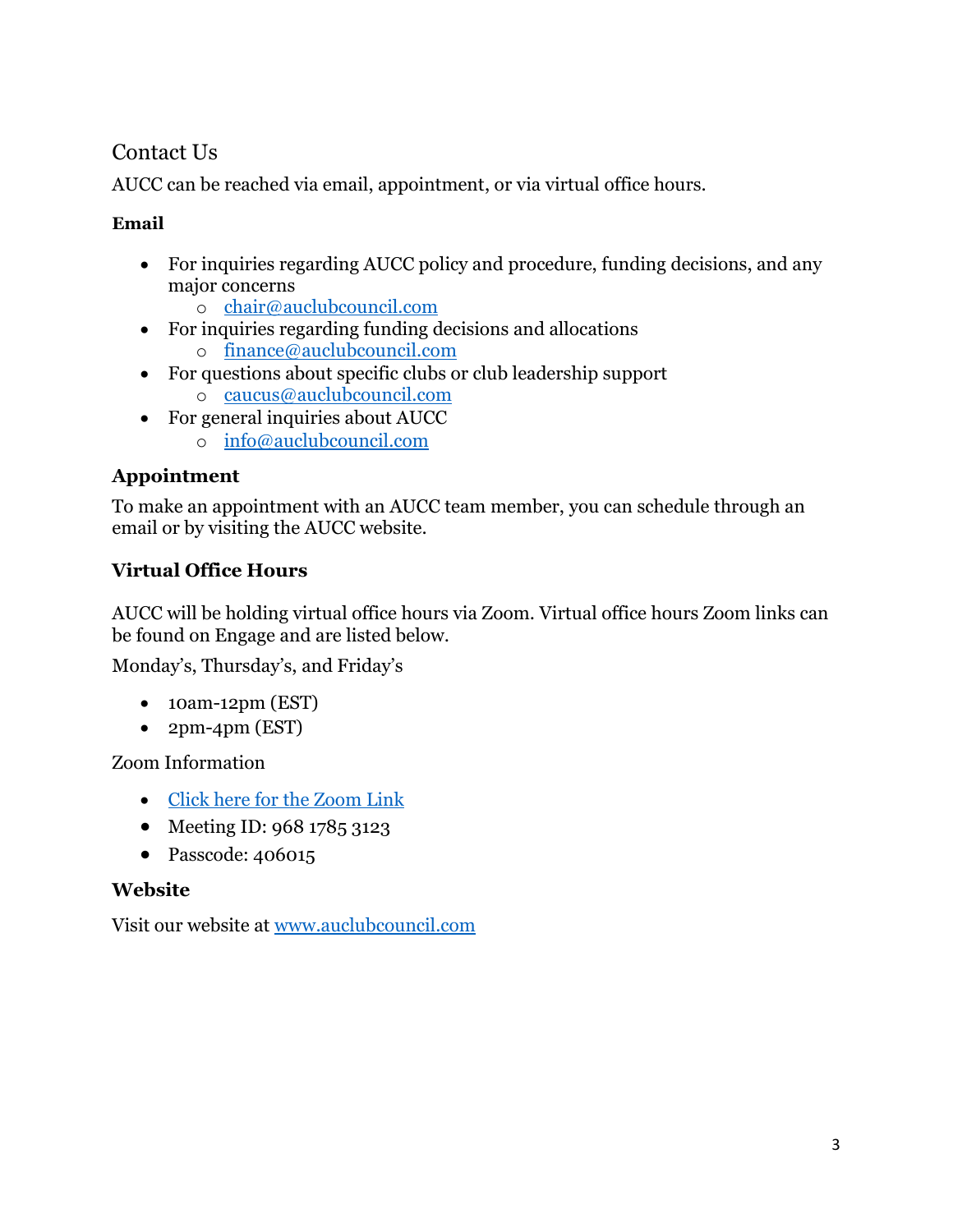## Contact Us

AUCC can be reached via email, appointment, or via virtual office hours.

**Email**

- For inquiries regarding AUCC policy and procedure, funding decisions, and any major concerns
    - chair@auclubcouncil.com
- For inquiries regarding funding decisions and allocations
    - finance@auclubcouncil.com
- For questions about specific clubs or club leadership support
    - caucus@auclubcouncil.com
- For general inquiries about AUCC
    - info@auclubcouncil.com

### Appointment

To make an appointment with an AUCC team member, you can schedule through an email or by visiting the AUCC website.

### Virtual Office Hours

AUCC will be holding virtual office hours via Zoom. Virtual office hours Zoom links can be found on Engage and are listed below.

Monday's, Thursday's, and Friday's

- 10am-12pm (EST)
- 2pm-4pm (EST)

Zoom Information

- Click here for the Zoom Link
- Meeting ID: 968 1785 3123
- Passcode: 406015

### Website

Visit our website at www.auclubcouncil.com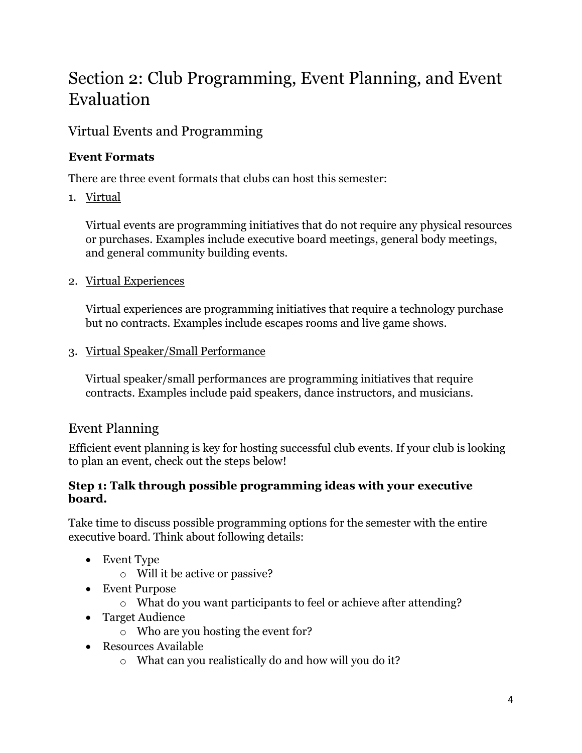# Section 2: Club Programming, Event Planning, and Event Evaluation

## Virtual Events and Programming

### Event Formats

There are three event formats that clubs can host this semester:

1. Virtual

   Virtual events are programming initiatives that do not require any physical resources or purchases. Examples include executive board meetings, general body meetings, and general community building events.

2. Virtual Experiences

   Virtual experiences are programming initiatives that require a technology purchase but no contracts. Examples include escapes rooms and live game shows.

3. Virtual Speaker/Small Performance

   Virtual speaker/small performances are programming initiatives that require contracts. Examples include paid speakers, dance instructors, and musicians.

## Event Planning

Efficient event planning is key for hosting successful club events. If your club is looking to plan an event, check out the steps below!

### Step 1: Talk through possible programming ideas with your executive board.

Take time to discuss possible programming options for the semester with the entire executive board. Think about following details:

- Event Type
  - Will it be active or passive?
- Event Purpose
  - What do you want participants to feel or achieve after attending?
- Target Audience
  - Who are you hosting the event for?
- Resources Available
  - What can you realistically do and how will you do it?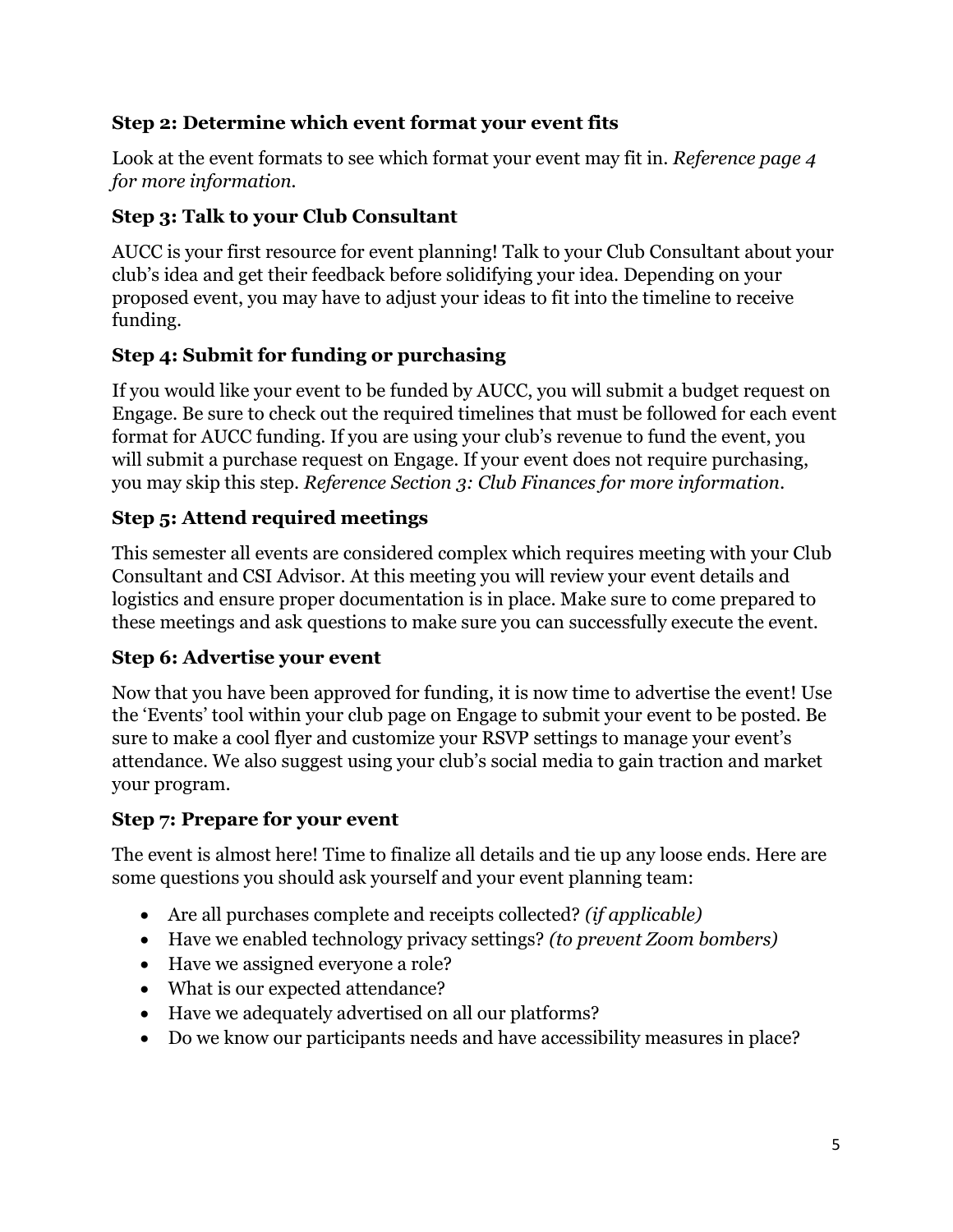### Step 2: Determine which event format your event fits

Look at the event formats to see which format your event may fit in. *Reference page 4 for more information.*

### Step 3: Talk to your Club Consultant

AUCC is your first resource for event planning! Talk to your Club Consultant about your club's idea and get their feedback before solidifying your idea. Depending on your proposed event, you may have to adjust your ideas to fit into the timeline to receive funding.

### Step 4: Submit for funding or purchasing

If you would like your event to be funded by AUCC, you will submit a budget request on Engage. Be sure to check out the required timelines that must be followed for each event format for AUCC funding. If you are using your club's revenue to fund the event, you will submit a purchase request on Engage. If your event does not require purchasing, you may skip this step. *Reference Section 3: Club Finances for more information.*

### Step 5: Attend required meetings

This semester all events are considered complex which requires meeting with your Club Consultant and CSI Advisor. At this meeting you will review your event details and logistics and ensure proper documentation is in place. Make sure to come prepared to these meetings and ask questions to make sure you can successfully execute the event.

### Step 6: Advertise your event

Now that you have been approved for funding, it is now time to advertise the event! Use the 'Events' tool within your club page on Engage to submit your event to be posted. Be sure to make a cool flyer and customize your RSVP settings to manage your event's attendance. We also suggest using your club's social media to gain traction and market your program.

### Step 7: Prepare for your event

The event is almost here! Time to finalize all details and tie up any loose ends. Here are some questions you should ask yourself and your event planning team:

- Are all purchases complete and receipts collected? *(if applicable)*
- Have we enabled technology privacy settings? *(to prevent Zoom bombers)*
- Have we assigned everyone a role?
- What is our expected attendance?
- Have we adequately advertised on all our platforms?
- Do we know our participants needs and have accessibility measures in place?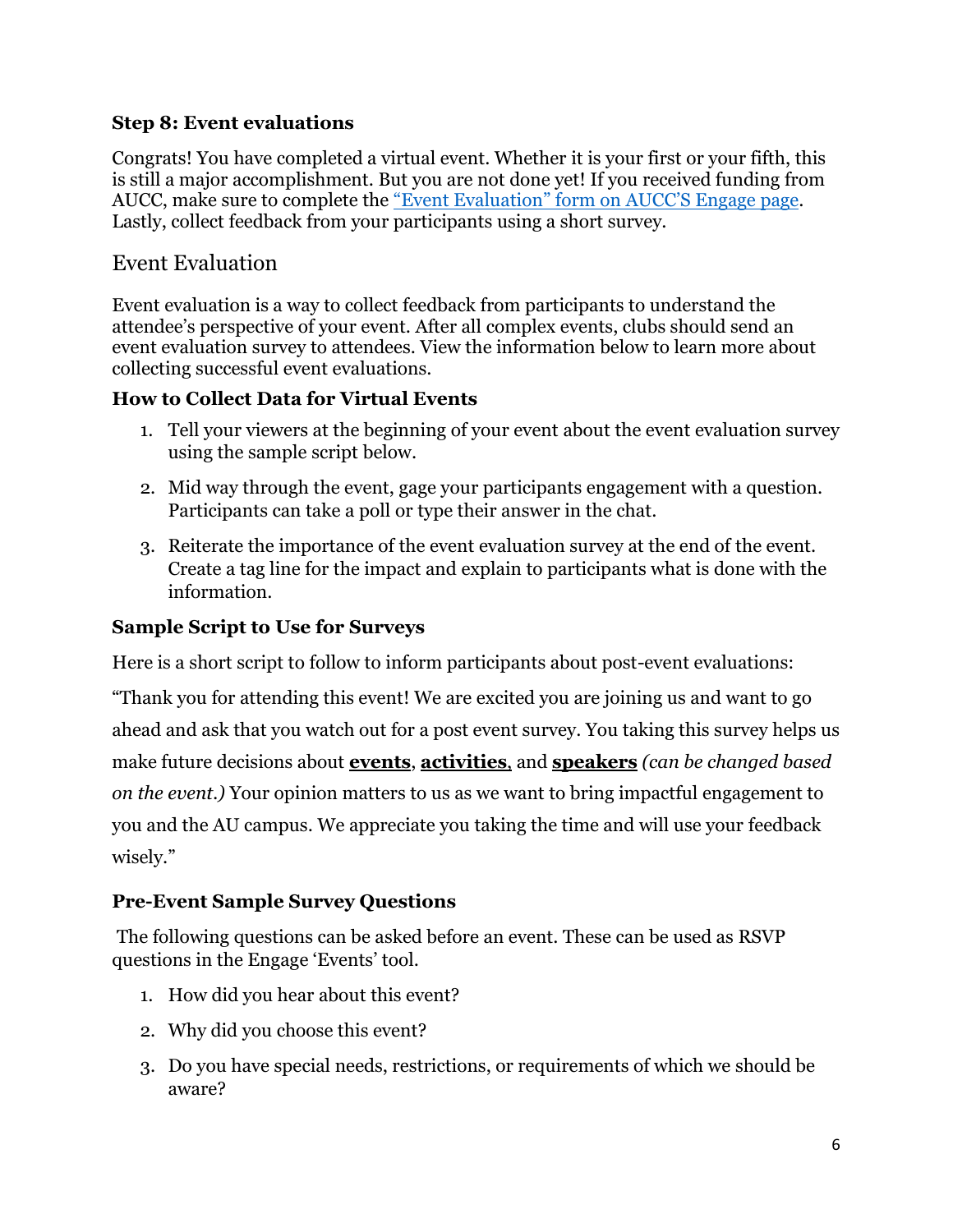### Step 8: Event evaluations

Congrats! You have completed a virtual event. Whether it is your first or your fifth, this is still a major accomplishment. But you are not done yet! If you received funding from AUCC, make sure to complete the [“Event Evaluation” form on AUCC’S Engage page](). Lastly, collect feedback from your participants using a short survey.

## Event Evaluation

Event evaluation is a way to collect feedback from participants to understand the attendee’s perspective of your event. After all complex events, clubs should send an event evaluation survey to attendees. View the information below to learn more about collecting successful event evaluations.

### How to Collect Data for Virtual Events

1. Tell your viewers at the beginning of your event about the event evaluation survey using the sample script below.
2. Mid way through the event, gage your participants engagement with a question. Participants can take a poll or type their answer in the chat.
3. Reiterate the importance of the event evaluation survey at the end of the event. Create a tag line for the impact and explain to participants what is done with the information.

### Sample Script to Use for Surveys

Here is a short script to follow to inform participants about post-event evaluations:

“Thank you for attending this event! We are excited you are joining us and want to go ahead and ask that you watch out for a post event survey. You taking this survey helps us make future decisions about **events**, **activities**, and **speakers** *(can be changed based on the event.)* Your opinion matters to us as we want to bring impactful engagement to you and the AU campus. We appreciate you taking the time and will use your feedback wisely.”

### Pre-Event Sample Survey Questions

The following questions can be asked before an event. These can be used as RSVP questions in the Engage ‘Events’ tool.

1. How did you hear about this event?
2. Why did you choose this event?
3. Do you have special needs, restrictions, or requirements of which we should be aware?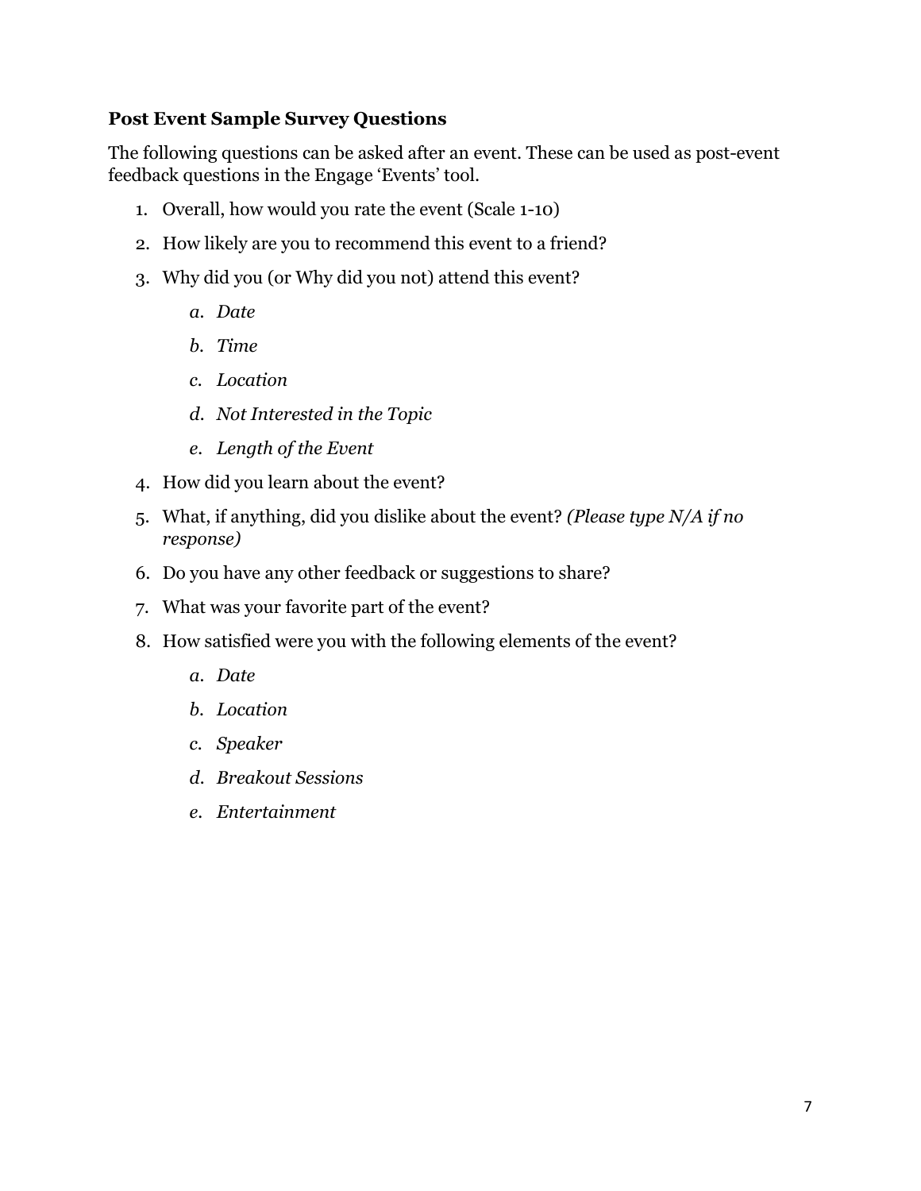**Post Event Sample Survey Questions**

The following questions can be asked after an event. These can be used as post-event feedback questions in the Engage 'Events' tool.

1. Overall, how would you rate the event (Scale 1-10)
2. How likely are you to recommend this event to a friend?
3. Why did you (or Why did you not) attend this event?
    a. *Date*
    b. *Time*
    c. *Location*
    d. *Not Interested in the Topic*
    e. *Length of the Event*
4. How did you learn about the event?
5. What, if anything, did you dislike about the event? *(Please type N/A if no response)*
6. Do you have any other feedback or suggestions to share?
7. What was your favorite part of the event?
8. How satisfied were you with the following elements of the event?
    a. *Date*
    b. *Location*
    c. *Speaker*
    d. *Breakout Sessions*
    e. *Entertainment*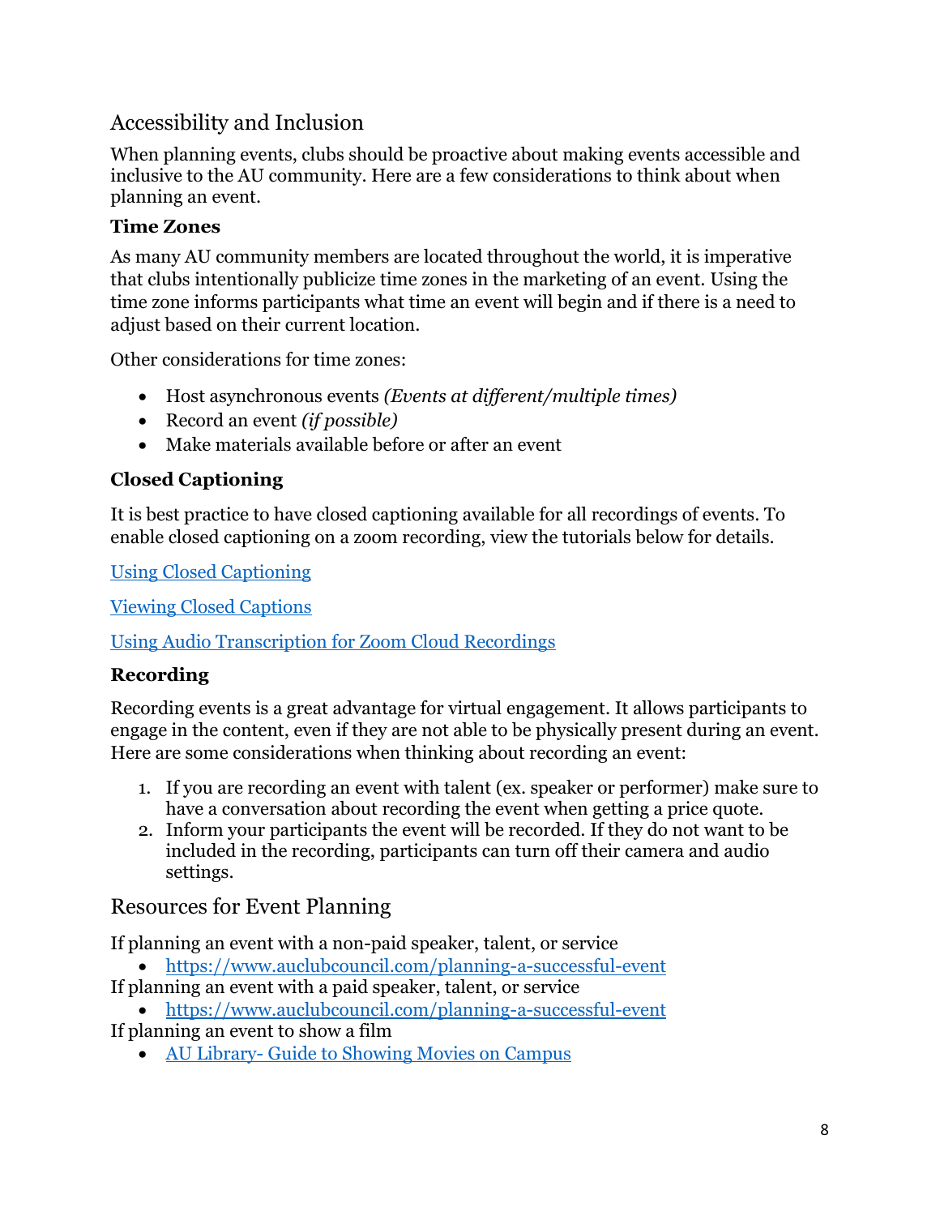## Accessibility and Inclusion

When planning events, clubs should be proactive about making events accessible and inclusive to the AU community. Here are a few considerations to think about when planning an event.

### Time Zones

As many AU community members are located throughout the world, it is imperative that clubs intentionally publicize time zones in the marketing of an event. Using the time zone informs participants what time an event will begin and if there is a need to adjust based on their current location.

Other considerations for time zones:

- Host asynchronous events *(Events at different/multiple times)*
- Record an event *(if possible)*
- Make materials available before or after an event

### Closed Captioning

It is best practice to have closed captioning available for all recordings of events. To enable closed captioning on a zoom recording, view the tutorials below for details.

Using Closed Captioning

Viewing Closed Captions

Using Audio Transcription for Zoom Cloud Recordings

### Recording

Recording events is a great advantage for virtual engagement. It allows participants to engage in the content, even if they are not able to be physically present during an event. Here are some considerations when thinking about recording an event:

1. If you are recording an event with talent (ex. speaker or performer) make sure to have a conversation about recording the event when getting a price quote.
2. Inform your participants the event will be recorded. If they do not want to be included in the recording, participants can turn off their camera and audio settings.

## Resources for Event Planning

If planning an event with a non-paid speaker, talent, or service
- https://www.auclubcouncil.com/planning-a-successful-event

If planning an event with a paid speaker, talent, or service
- https://www.auclubcouncil.com/planning-a-successful-event

If planning an event to show a film
- AU Library- Guide to Showing Movies on Campus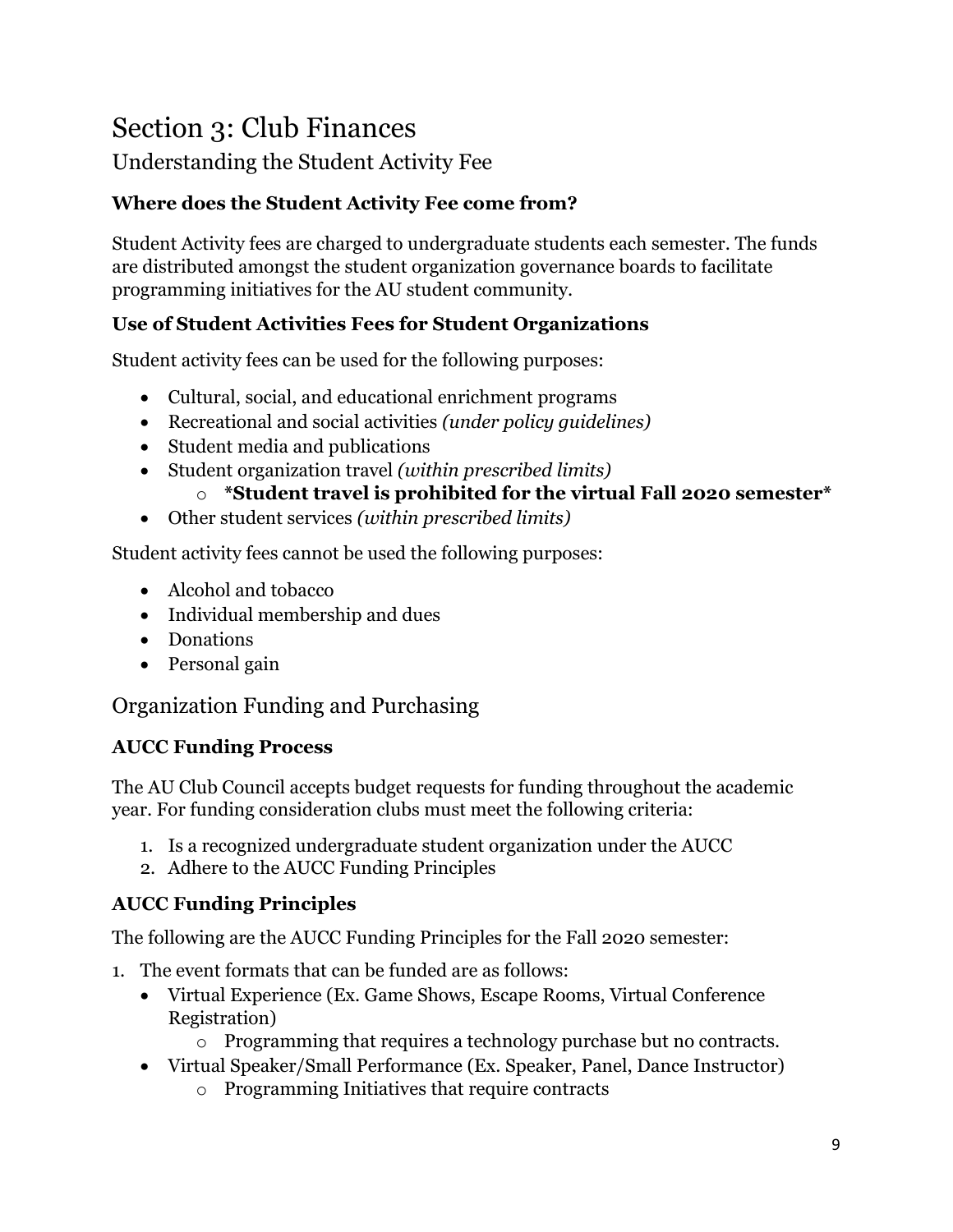# Section 3: Club Finances

## Understanding the Student Activity Fee

### Where does the Student Activity Fee come from?

Student Activity fees are charged to undergraduate students each semester. The funds are distributed amongst the student organization governance boards to facilitate programming initiatives for the AU student community.

### Use of Student Activities Fees for Student Organizations

Student activity fees can be used for the following purposes:

- Cultural, social, and educational enrichment programs
- Recreational and social activities *(under policy guidelines)*
- Student media and publications
- Student organization travel *(within prescribed limits)*
  - ***Student travel is prohibited for the virtual Fall 2020 semester***
- Other student services *(within prescribed limits)*

Student activity fees cannot be used the following purposes:

- Alcohol and tobacco
- Individual membership and dues
- Donations
- Personal gain

## Organization Funding and Purchasing

### AUCC Funding Process

The AU Club Council accepts budget requests for funding throughout the academic year. For funding consideration clubs must meet the following criteria:

1. Is a recognized undergraduate student organization under the AUCC
2. Adhere to the AUCC Funding Principles

### AUCC Funding Principles

The following are the AUCC Funding Principles for the Fall 2020 semester:

1. The event formats that can be funded are as follows:
   - Virtual Experience (Ex. Game Shows, Escape Rooms, Virtual Conference Registration)
     - Programming that requires a technology purchase but no contracts.
   - Virtual Speaker/Small Performance (Ex. Speaker, Panel, Dance Instructor)
     - Programming Initiatives that require contracts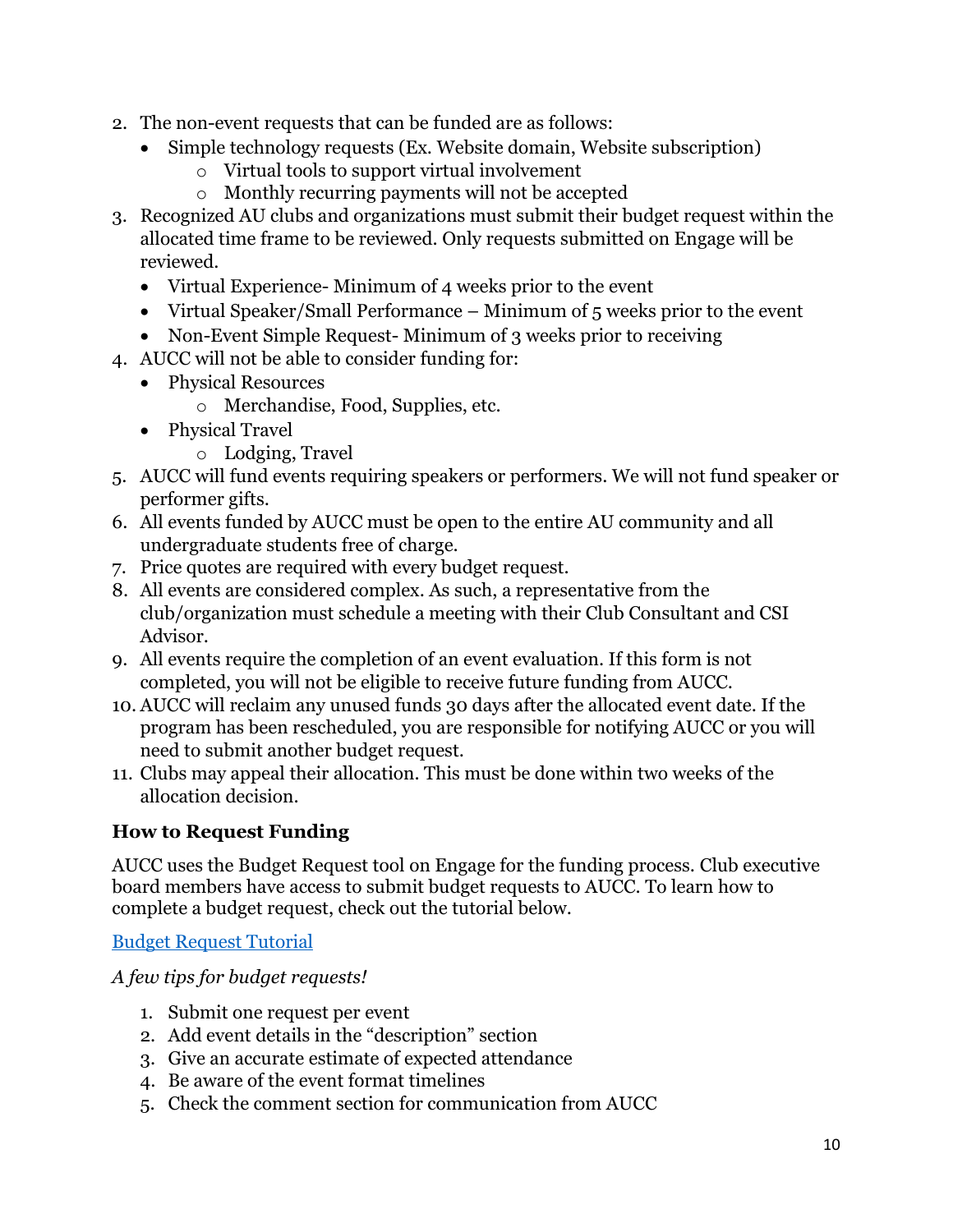2. The non-event requests that can be funded are as follows:
   - Simple technology requests (Ex. Website domain, Website subscription)
     - Virtual tools to support virtual involvement
     - Monthly recurring payments will not be accepted
3. Recognized AU clubs and organizations must submit their budget request within the allocated time frame to be reviewed. Only requests submitted on Engage will be reviewed.
   - Virtual Experience- Minimum of 4 weeks prior to the event
   - Virtual Speaker/Small Performance – Minimum of 5 weeks prior to the event
   - Non-Event Simple Request- Minimum of 3 weeks prior to receiving
4. AUCC will not be able to consider funding for:
   - Physical Resources
     - Merchandise, Food, Supplies, etc.
   - Physical Travel
     - Lodging, Travel
5. AUCC will fund events requiring speakers or performers. We will not fund speaker or performer gifts.
6. All events funded by AUCC must be open to the entire AU community and all undergraduate students free of charge.
7. Price quotes are required with every budget request.
8. All events are considered complex. As such, a representative from the club/organization must schedule a meeting with their Club Consultant and CSI Advisor.
9. All events require the completion of an event evaluation. If this form is not completed, you will not be eligible to receive future funding from AUCC.
10. AUCC will reclaim any unused funds 30 days after the allocated event date. If the program has been rescheduled, you are responsible for notifying AUCC or you will need to submit another budget request.
11. Clubs may appeal their allocation. This must be done within two weeks of the allocation decision.

### How to Request Funding

AUCC uses the Budget Request tool on Engage for the funding process. Club executive board members have access to submit budget requests to AUCC. To learn how to complete a budget request, check out the tutorial below.

Budget Request Tutorial

*A few tips for budget requests!*

1. Submit one request per event
2. Add event details in the "description" section
3. Give an accurate estimate of expected attendance
4. Be aware of the event format timelines
5. Check the comment section for communication from AUCC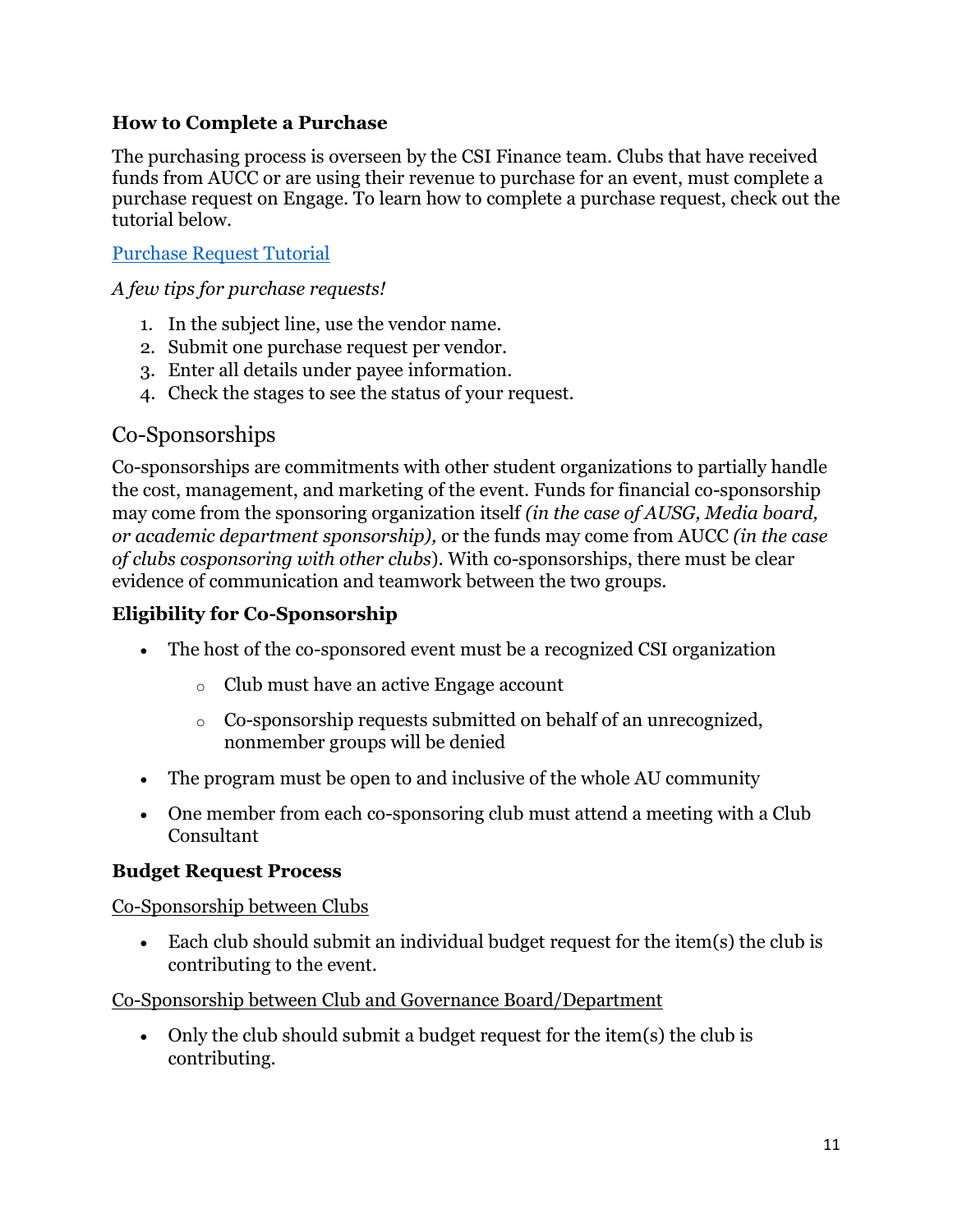### How to Complete a Purchase

The purchasing process is overseen by the CSI Finance team. Clubs that have received funds from AUCC or are using their revenue to purchase for an event, must complete a purchase request on Engage. To learn how to complete a purchase request, check out the tutorial below.

[Purchase Request Tutorial]

*A few tips for purchase requests!*

1. In the subject line, use the vendor name.
2. Submit one purchase request per vendor.
3. Enter all details under payee information.
4. Check the stages to see the status of your request.

## Co-Sponsorships

Co-sponsorships are commitments with other student organizations to partially handle the cost, management, and marketing of the event. Funds for financial co-sponsorship may come from the sponsoring organization itself *(in the case of AUSG, Media board, or academic department sponsorship),* or the funds may come from AUCC *(in the case of clubs cosponsoring with other clubs*). With co-sponsorships, there must be clear evidence of communication and teamwork between the two groups.

### Eligibility for Co-Sponsorship

- The host of the co-sponsored event must be a recognized CSI organization
  - Club must have an active Engage account
  - Co-sponsorship requests submitted on behalf of an unrecognized, nonmember groups will be denied
- The program must be open to and inclusive of the whole AU community
- One member from each co-sponsoring club must attend a meeting with a Club Consultant

### Budget Request Process

Co-Sponsorship between Clubs

- Each club should submit an individual budget request for the item(s) the club is contributing to the event.

Co-Sponsorship between Club and Governance Board/Department

- Only the club should submit a budget request for the item(s) the club is contributing.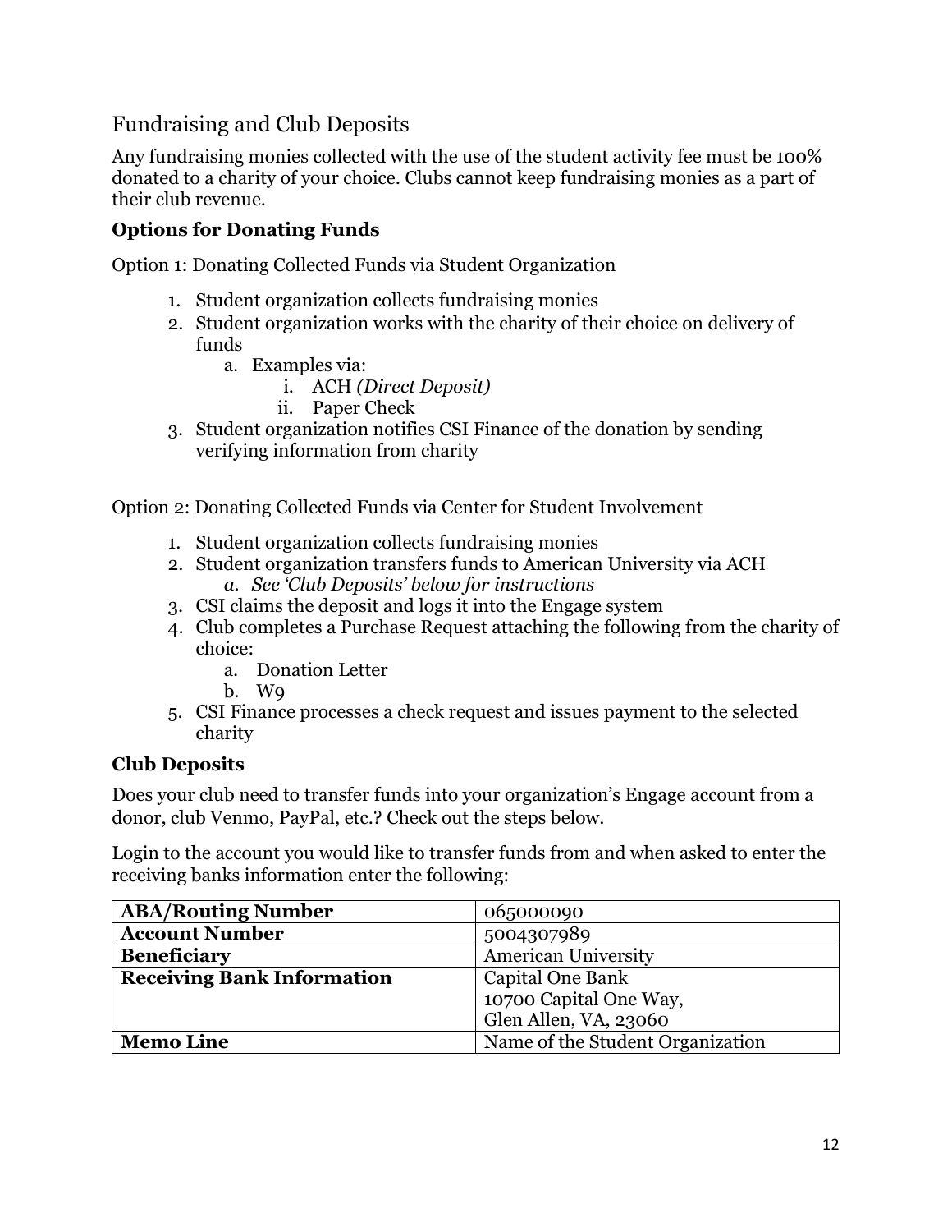## Fundraising and Club Deposits

Any fundraising monies collected with the use of the student activity fee must be 100% donated to a charity of your choice. Clubs cannot keep fundraising monies as a part of their club revenue.

### Options for Donating Funds

Option 1: Donating Collected Funds via Student Organization

1. Student organization collects fundraising monies
2. Student organization works with the charity of their choice on delivery of funds
    a. Examples via:
        i. ACH *(Direct Deposit)*
        ii. Paper Check
3. Student organization notifies CSI Finance of the donation by sending verifying information from charity

Option 2: Donating Collected Funds via Center for Student Involvement

1. Student organization collects fundraising monies
2. Student organization transfers funds to American University via ACH
    a. *See 'Club Deposits' below for instructions*
3. CSI claims the deposit and logs it into the Engage system
4. Club completes a Purchase Request attaching the following from the charity of choice:
    a. Donation Letter
    b. W9
5. CSI Finance processes a check request and issues payment to the selected charity

### Club Deposits

Does your club need to transfer funds into your organization's Engage account from a donor, club Venmo, PayPal, etc.? Check out the steps below.

Login to the account you would like to transfer funds from and when asked to enter the receiving banks information enter the following:

| | |
|---|---|
| **ABA/Routing Number** | 065000090 |
| **Account Number** | 5004307989 |
| **Beneficiary** | American University |
| **Receiving Bank Information** | Capital One Bank<br>10700 Capital One Way,<br>Glen Allen, VA, 23060 |
| **Memo Line** | Name of the Student Organization |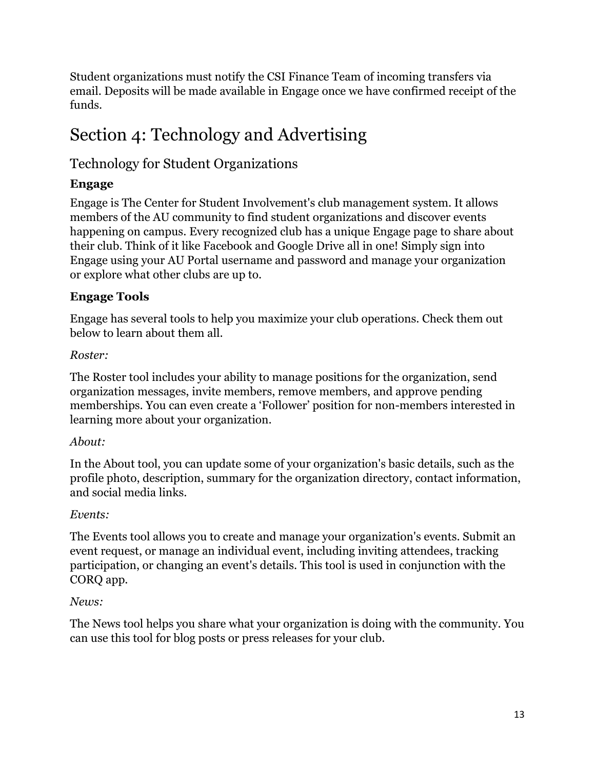Student organizations must notify the CSI Finance Team of incoming transfers via email. Deposits will be made available in Engage once we have confirmed receipt of the funds.

# Section 4: Technology and Advertising

## Technology for Student Organizations

### Engage

Engage is The Center for Student Involvement's club management system. It allows members of the AU community to find student organizations and discover events happening on campus. Every recognized club has a unique Engage page to share about their club. Think of it like Facebook and Google Drive all in one! Simply sign into Engage using your AU Portal username and password and manage your organization or explore what other clubs are up to.

### Engage Tools

Engage has several tools to help you maximize your club operations. Check them out below to learn about them all.

*Roster:*

The Roster tool includes your ability to manage positions for the organization, send organization messages, invite members, remove members, and approve pending memberships. You can even create a 'Follower' position for non-members interested in learning more about your organization.

*About:*

In the About tool, you can update some of your organization's basic details, such as the profile photo, description, summary for the organization directory, contact information, and social media links.

*Events:*

The Events tool allows you to create and manage your organization's events. Submit an event request, or manage an individual event, including inviting attendees, tracking participation, or changing an event's details. This tool is used in conjunction with the CORQ app.

*News:*

The News tool helps you share what your organization is doing with the community. You can use this tool for blog posts or press releases for your club.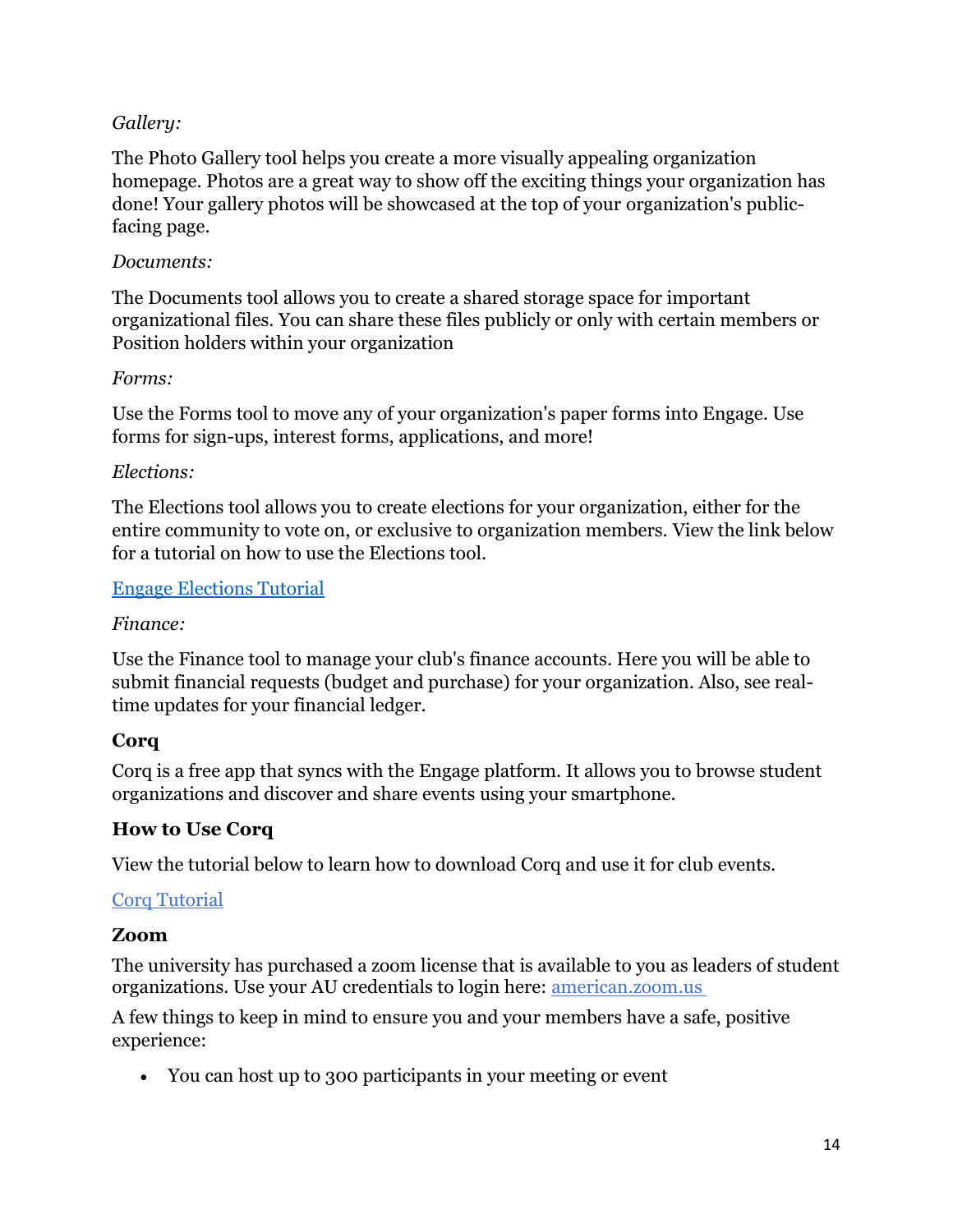*Gallery:*

The Photo Gallery tool helps you create a more visually appealing organization homepage. Photos are a great way to show off the exciting things your organization has done! Your gallery photos will be showcased at the top of your organization's public-facing page.

*Documents:*

The Documents tool allows you to create a shared storage space for important organizational files. You can share these files publicly or only with certain members or Position holders within your organization

*Forms:*

Use the Forms tool to move any of your organization's paper forms into Engage. Use forms for sign-ups, interest forms, applications, and more!

*Elections:*

The Elections tool allows you to create elections for your organization, either for the entire community to vote on, or exclusive to organization members. View the link below for a tutorial on how to use the Elections tool.

Engage Elections Tutorial

*Finance:*

Use the Finance tool to manage your club's finance accounts. Here you will be able to submit financial requests (budget and purchase) for your organization. Also, see real-time updates for your financial ledger.

**Corq**

Corq is a free app that syncs with the Engage platform. It allows you to browse student organizations and discover and share events using your smartphone.

**How to Use Corq**

View the tutorial below to learn how to download Corq and use it for club events.

Corq Tutorial

**Zoom**

The university has purchased a zoom license that is available to you as leaders of student organizations. Use your AU credentials to login here: american.zoom.us

A few things to keep in mind to ensure you and your members have a safe, positive experience:

- You can host up to 300 participants in your meeting or event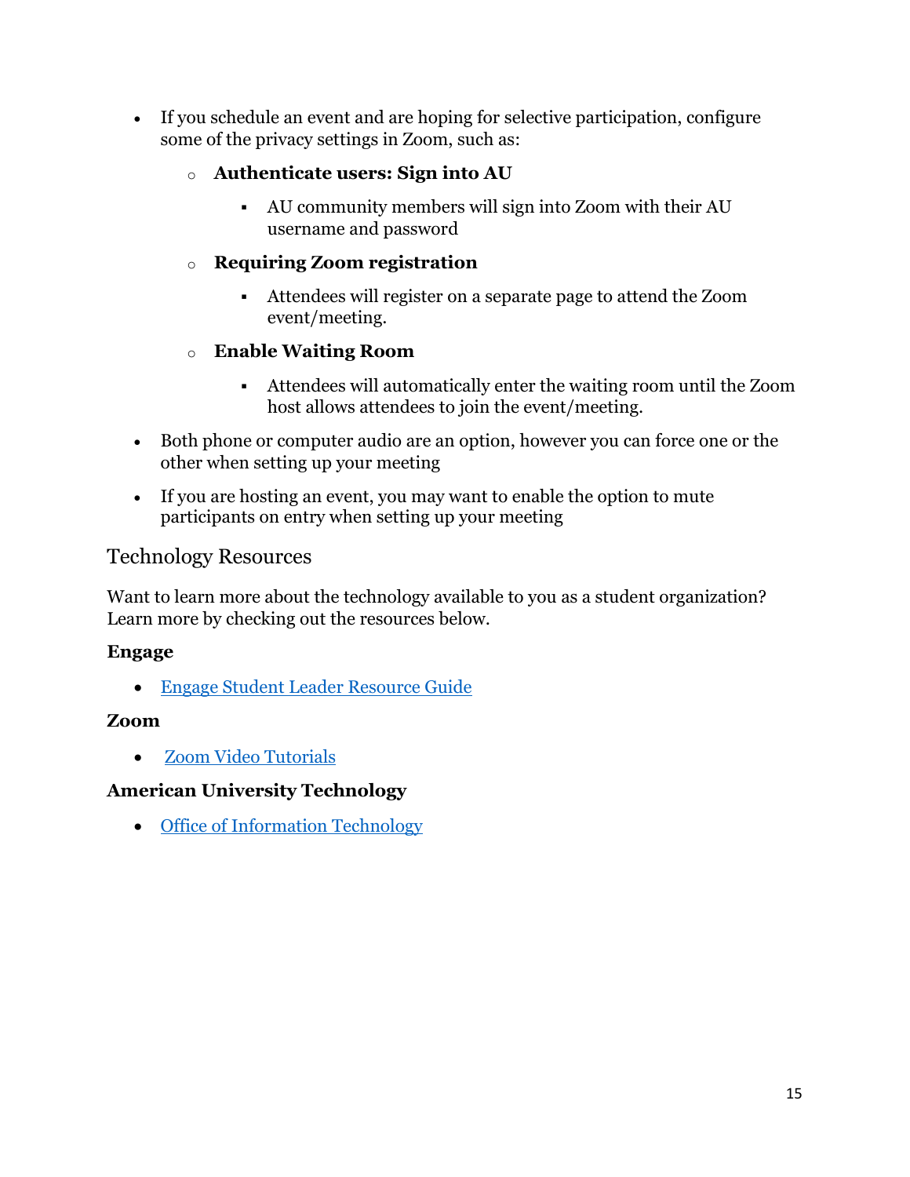- If you schedule an event and are hoping for selective participation, configure some of the privacy settings in Zoom, such as:
    - **Authenticate users: Sign into AU**
        - AU community members will sign into Zoom with their AU username and password
    - **Requiring Zoom registration**
        - Attendees will register on a separate page to attend the Zoom event/meeting.
    - **Enable Waiting Room**
        - Attendees will automatically enter the waiting room until the Zoom host allows attendees to join the event/meeting.
- Both phone or computer audio are an option, however you can force one or the other when setting up your meeting
- If you are hosting an event, you may want to enable the option to mute participants on entry when setting up your meeting

## Technology Resources

Want to learn more about the technology available to you as a student organization? Learn more by checking out the resources below.

**Engage**

- Engage Student Leader Resource Guide

**Zoom**

- Zoom Video Tutorials

**American University Technology**

- Office of Information Technology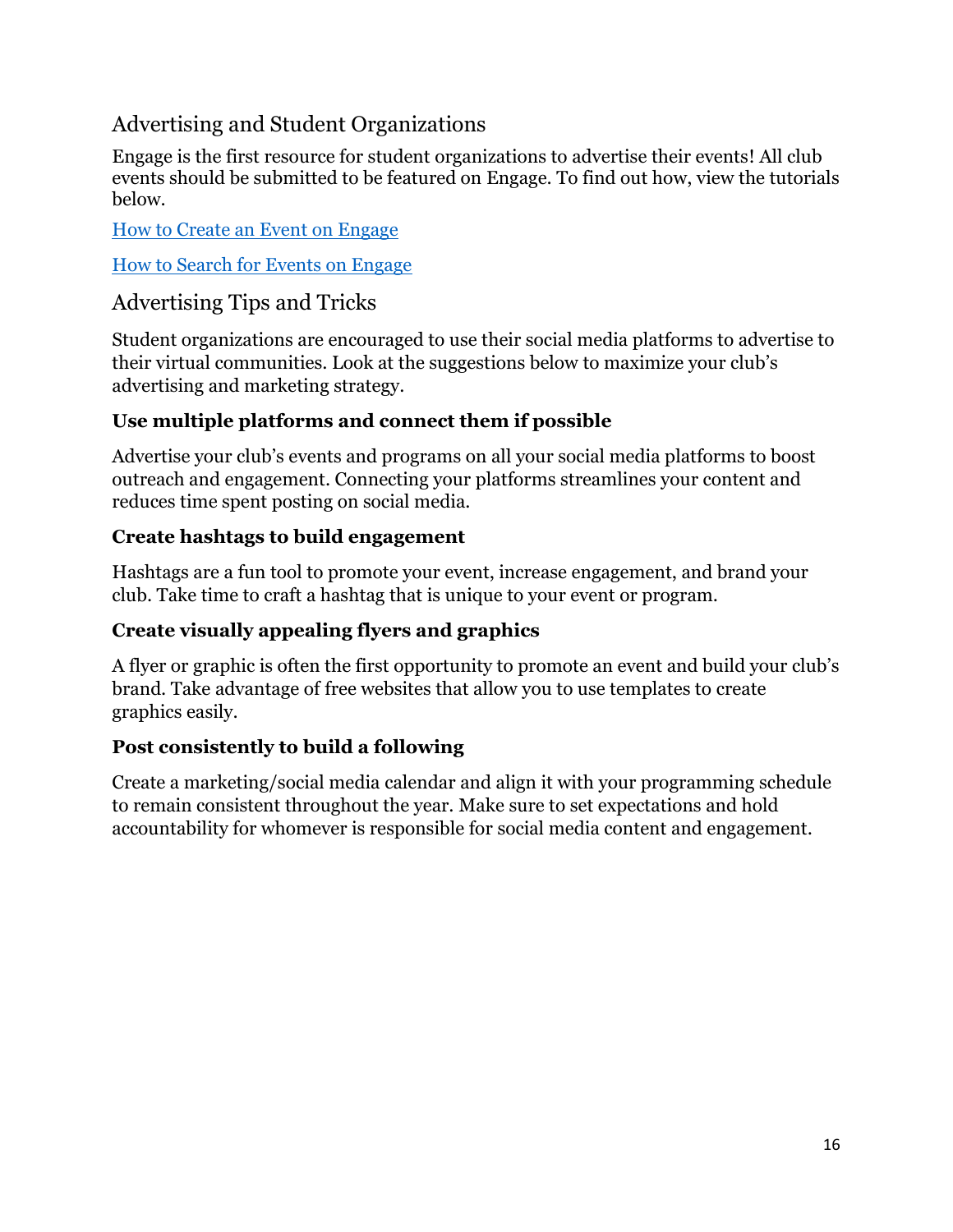## Advertising and Student Organizations

Engage is the first resource for student organizations to advertise their events! All club events should be submitted to be featured on Engage. To find out how, view the tutorials below.

How to Create an Event on Engage

How to Search for Events on Engage

## Advertising Tips and Tricks

Student organizations are encouraged to use their social media platforms to advertise to their virtual communities. Look at the suggestions below to maximize your club's advertising and marketing strategy.

### Use multiple platforms and connect them if possible

Advertise your club's events and programs on all your social media platforms to boost outreach and engagement. Connecting your platforms streamlines your content and reduces time spent posting on social media.

### Create hashtags to build engagement

Hashtags are a fun tool to promote your event, increase engagement, and brand your club. Take time to craft a hashtag that is unique to your event or program.

### Create visually appealing flyers and graphics

A flyer or graphic is often the first opportunity to promote an event and build your club's brand. Take advantage of free websites that allow you to use templates to create graphics easily.

### Post consistently to build a following

Create a marketing/social media calendar and align it with your programming schedule to remain consistent throughout the year. Make sure to set expectations and hold accountability for whomever is responsible for social media content and engagement.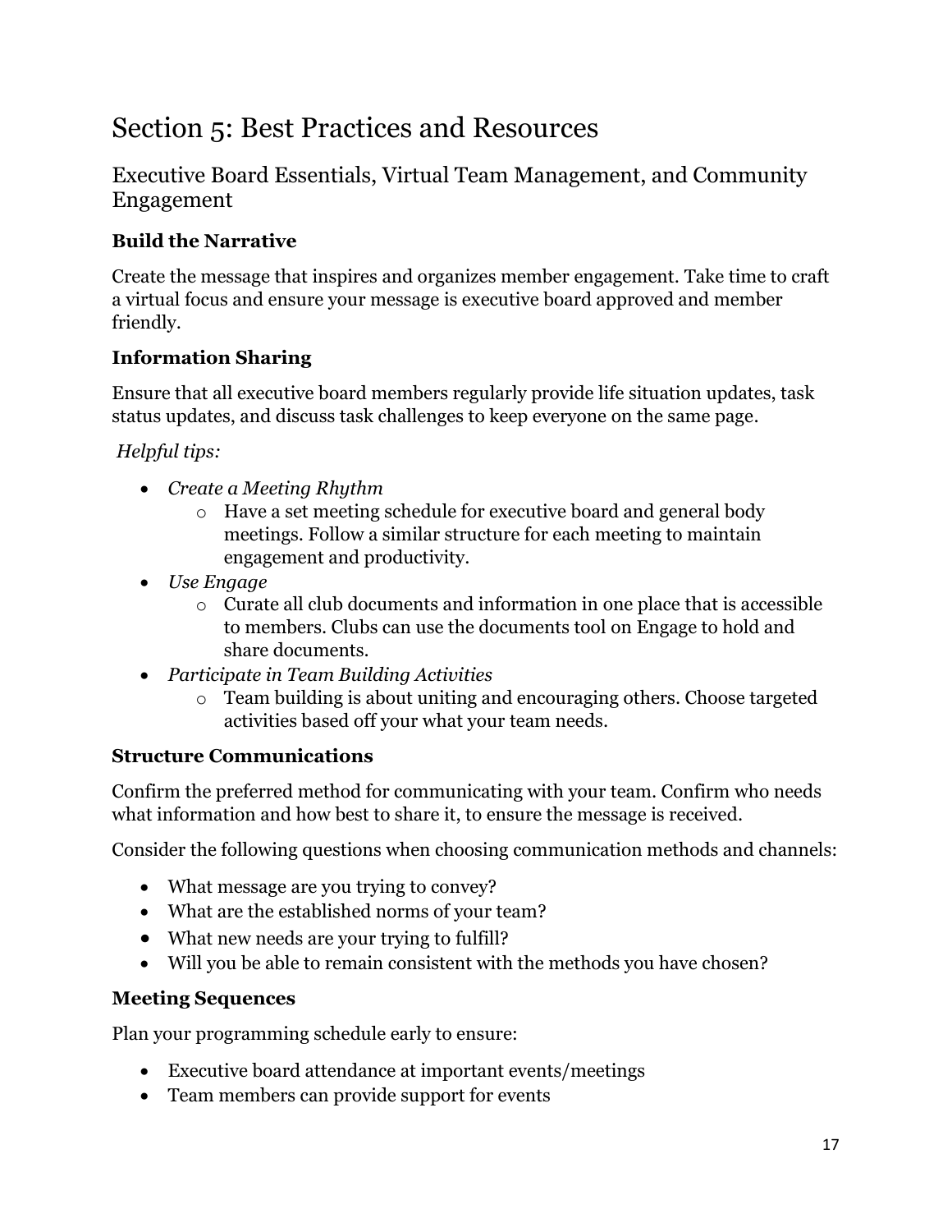# Section 5: Best Practices and Resources

## Executive Board Essentials, Virtual Team Management, and Community Engagement

**Build the Narrative**

Create the message that inspires and organizes member engagement. Take time to craft a virtual focus and ensure your message is executive board approved and member friendly.

**Information Sharing**

Ensure that all executive board members regularly provide life situation updates, task status updates, and discuss task challenges to keep everyone on the same page.

*Helpful tips:*

- *Create a Meeting Rhythm*
  - Have a set meeting schedule for executive board and general body meetings. Follow a similar structure for each meeting to maintain engagement and productivity.
- *Use Engage*
  - Curate all club documents and information in one place that is accessible to members. Clubs can use the documents tool on Engage to hold and share documents.
- *Participate in Team Building Activities*
  - Team building is about uniting and encouraging others. Choose targeted activities based off your what your team needs.

**Structure Communications**

Confirm the preferred method for communicating with your team. Confirm who needs what information and how best to share it, to ensure the message is received.

Consider the following questions when choosing communication methods and channels:

- What message are you trying to convey?
- What are the established norms of your team?
- What new needs are your trying to fulfill?
- Will you be able to remain consistent with the methods you have chosen?

**Meeting Sequences**

Plan your programming schedule early to ensure:

- Executive board attendance at important events/meetings
- Team members can provide support for events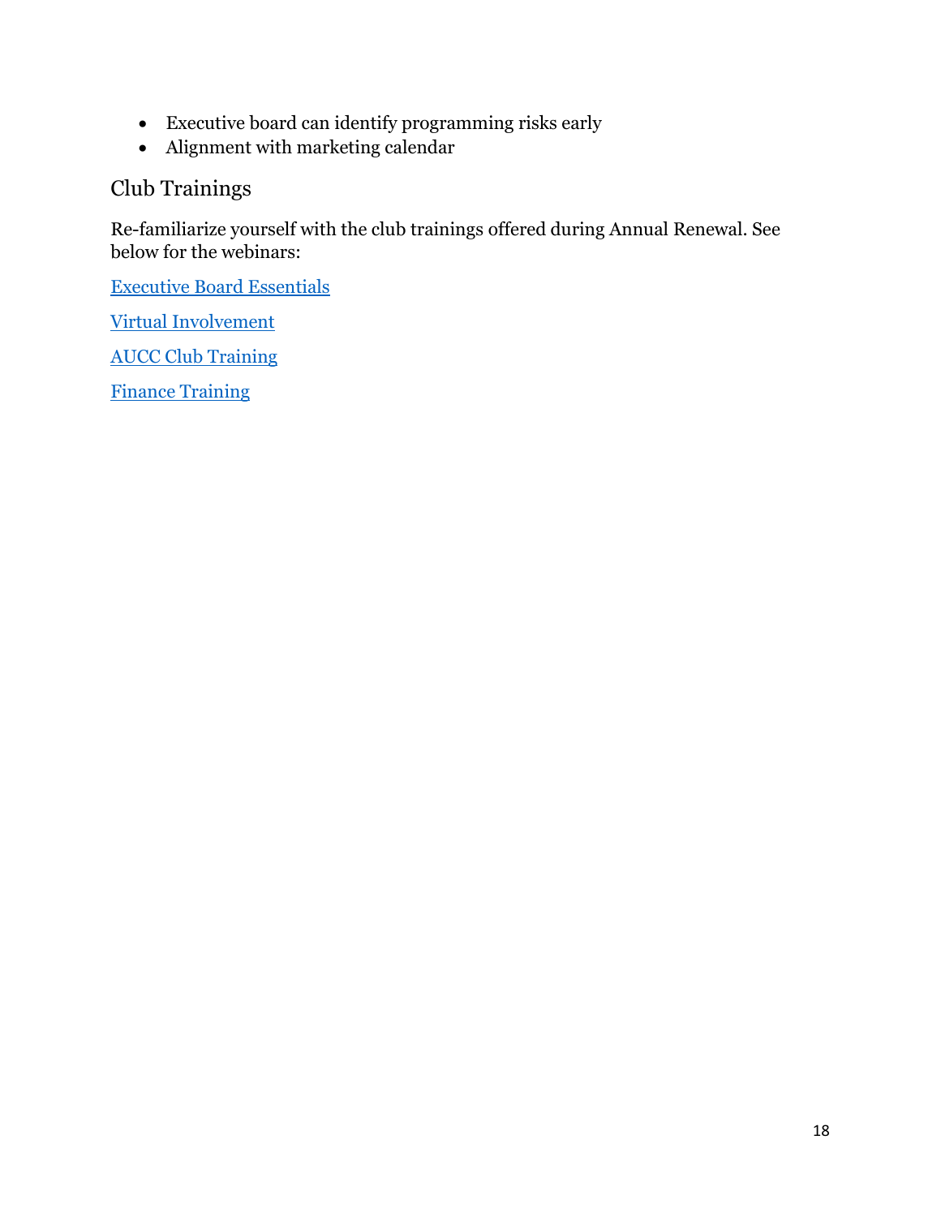- Executive board can identify programming risks early
- Alignment with marketing calendar

## Club Trainings

Re-familiarize yourself with the club trainings offered during Annual Renewal. See below for the webinars:

Executive Board Essentials

Virtual Involvement

AUCC Club Training

Finance Training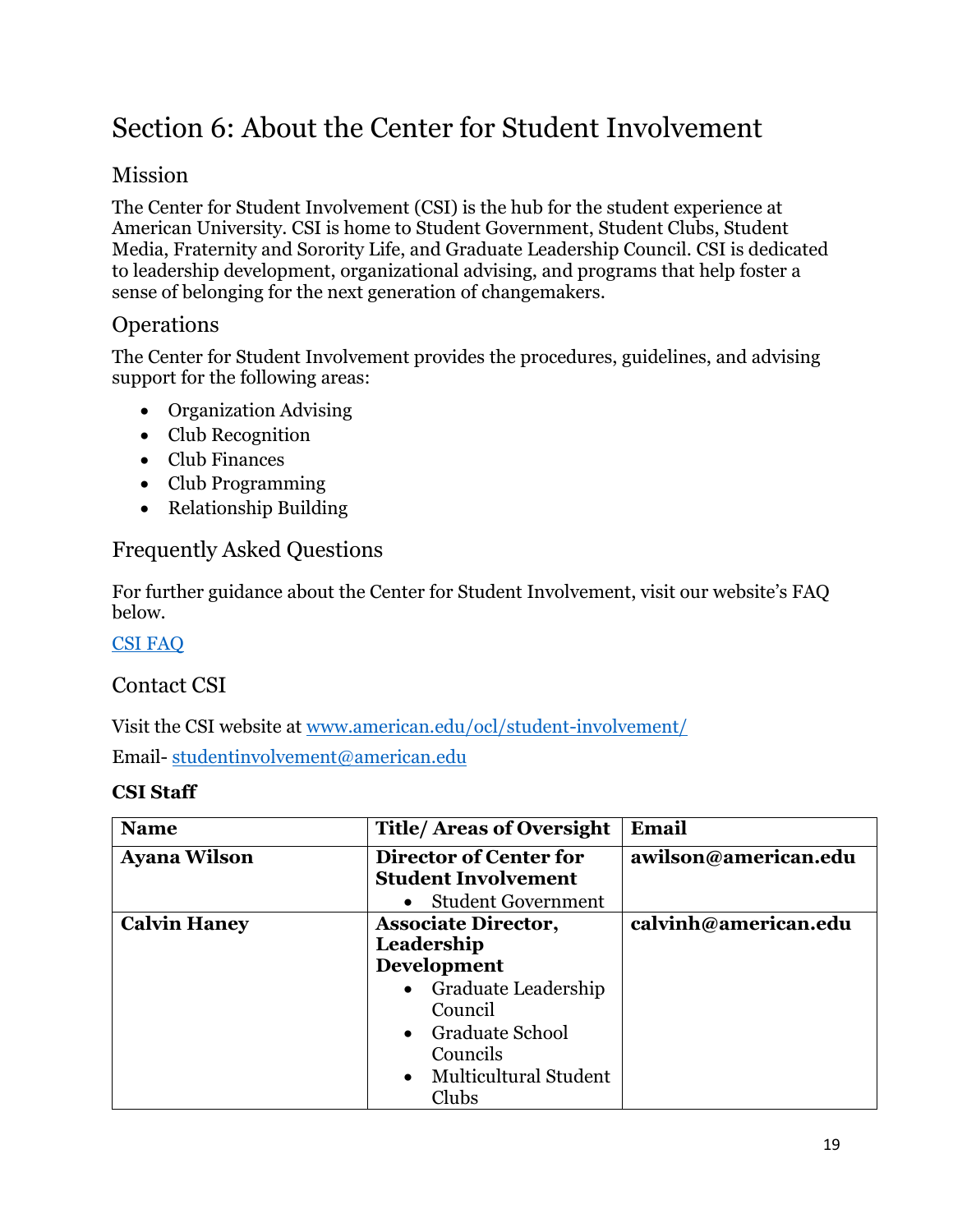# Section 6: About the Center for Student Involvement

## Mission

The Center for Student Involvement (CSI) is the hub for the student experience at American University. CSI is home to Student Government, Student Clubs, Student Media, Fraternity and Sorority Life, and Graduate Leadership Council. CSI is dedicated to leadership development, organizational advising, and programs that help foster a sense of belonging for the next generation of changemakers.

## Operations

The Center for Student Involvement provides the procedures, guidelines, and advising support for the following areas:

- Organization Advising
- Club Recognition
- Club Finances
- Club Programming
- Relationship Building

## Frequently Asked Questions

For further guidance about the Center for Student Involvement, visit our website's FAQ below.

[CSI FAQ]()

## Contact CSI

Visit the CSI website at [www.american.edu/ocl/student-involvement/](www.american.edu/ocl/student-involvement/)

Email- [studentinvolvement@american.edu](mailto:studentinvolvement@american.edu)

**CSI Staff**

| Name | Title/ Areas of Oversight | Email |
|---|---|---|
| **Ayana Wilson** | **Director of Center for Student Involvement**<br>• Student Government | **awilson@american.edu** |
| **Calvin Haney** | **Associate Director, Leadership Development**<br>• Graduate Leadership Council<br>• Graduate School Councils<br>• Multicultural Student Clubs | **calvinh@american.edu** |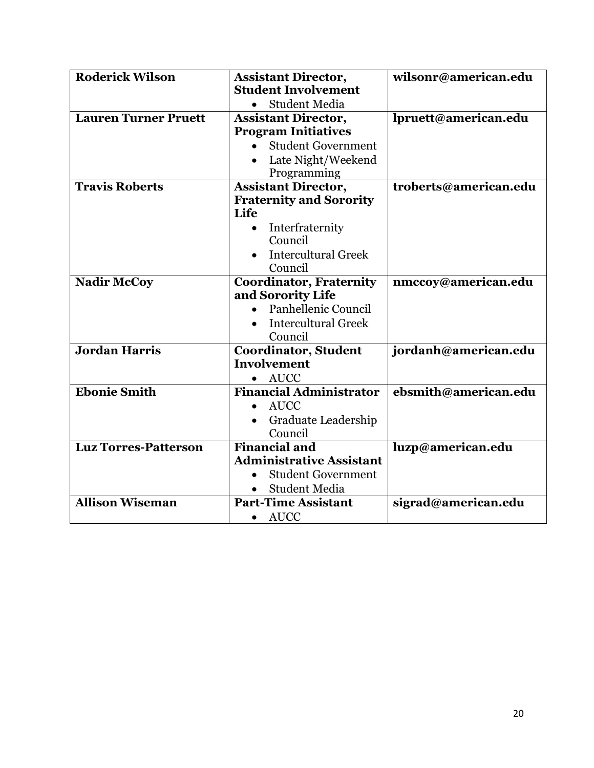| | | |
|---|---|---|
| **Roderick Wilson** | **Assistant Director, Student Involvement**<br>• Student Media | **wilsonr@american.edu** |
| **Lauren Turner Pruett** | **Assistant Director, Program Initiatives**<br>• Student Government<br>• Late Night/Weekend Programming | **lpruett@american.edu** |
| **Travis Roberts** | **Assistant Director, Fraternity and Sorority Life**<br>• Interfraternity Council<br>• Intercultural Greek Council | **troberts@american.edu** |
| **Nadir McCoy** | **Coordinator, Fraternity and Sorority Life**<br>• Panhellenic Council<br>• Intercultural Greek Council | **nmccoy@american.edu** |
| **Jordan Harris** | **Coordinator, Student Involvement**<br>• AUCC | **jordanh@american.edu** |
| **Ebonie Smith** | **Financial Administrator**<br>• AUCC<br>• Graduate Leadership Council | **ebsmith@american.edu** |
| **Luz Torres-Patterson** | **Financial and Administrative Assistant**<br>• Student Government<br>• Student Media | **luzp@american.edu** |
| **Allison Wiseman** | **Part-Time Assistant**<br>• AUCC | **sigrad@american.edu** |